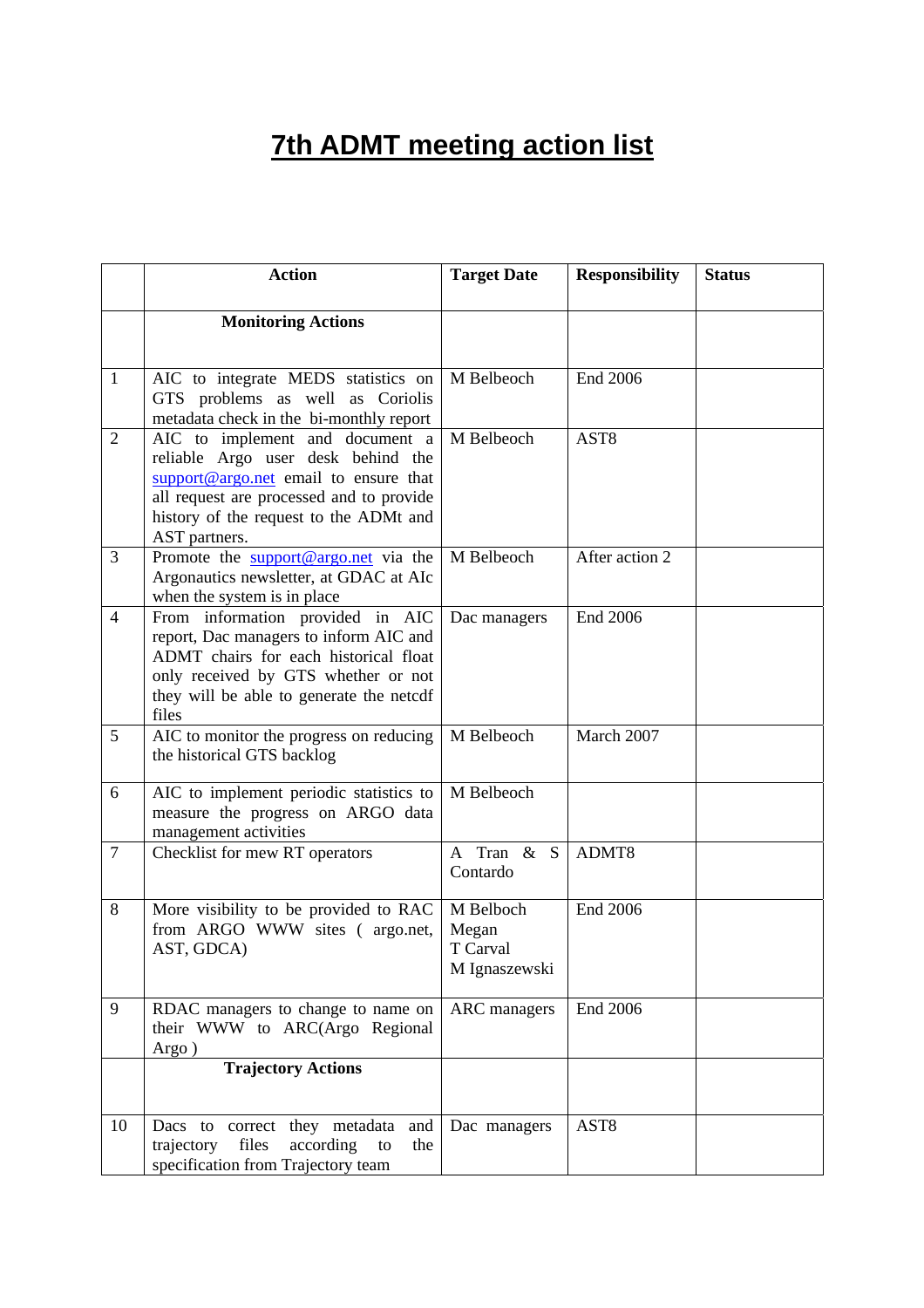# 7th ADMT meeting action list

| | Action | Target Date | Responsibility | Status |
|---|---|---|---|---|
| | **Monitoring Actions** | | | |
| 1 | AIC to integrate MEDS statistics on GTS problems as well as Coriolis metadata check in the bi-monthly report | M Belbeoch | End 2006 | |
| 2 | AIC to implement and document a reliable Argo user desk behind the support@argo.net email to ensure that all request are processed and to provide history of the request to the ADMt and AST partners. | M Belbeoch | AST8 | |
| 3 | Promote the support@argo.net via the Argonautics newsletter, at GDAC at AIc when the system is in place | M Belbeoch | After action 2 | |
| 4 | From information provided in AIC report, Dac managers to inform AIC and ADMT chairs for each historical float only received by GTS whether or not they will be able to generate the netcdf files | Dac managers | End 2006 | |
| 5 | AIC to monitor the progress on reducing the historical GTS backlog | M Belbeoch | March 2007 | |
| 6 | AIC to implement periodic statistics to measure the progress on ARGO data management activities | M Belbeoch | | |
| 7 | Checklist for mew RT operators | A Tran & S Contardo | ADMT8 | |
| 8 | More visibility to be provided to RAC from ARGO WWW sites ( argo.net, AST, GDCA) | M Belboch<br>Megan<br>T Carval<br>M Ignaszewski | End 2006 | |
| 9 | RDAC managers to change to name on their WWW to ARC(Argo Regional Argo ) | ARC managers | End 2006 | |
| | **Trajectory Actions** | | | |
| 10 | Dacs to correct they metadata and trajectory files according to the specification from Trajectory team | Dac managers | AST8 | |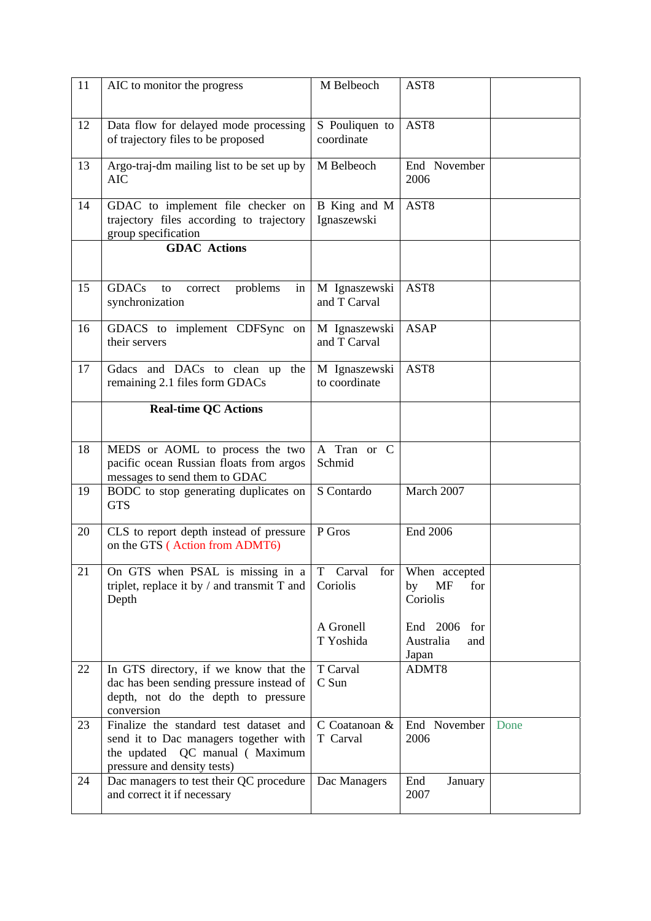| 11 | AIC to monitor the progress | M Belbeoch | AST8 | |
|---|---|---|---|---|
| 12 | Data flow for delayed mode processing of trajectory files to be proposed | S Pouliquen to coordinate | AST8 | |
| 13 | Argo-traj-dm mailing list to be set up by AIC | M Belbeoch | End November 2006 | |
| 14 | GDAC to implement file checker on trajectory files according to trajectory group specification | B King and M Ignaszewski | AST8 | |
| | **GDAC Actions** | | | |
| 15 | GDACs to correct problems in synchronization | M Ignaszewski and T Carval | AST8 | |
| 16 | GDACS to implement CDFSync on their servers | M Ignaszewski and T Carval | ASAP | |
| 17 | Gdacs and DACs to clean up the remaining 2.1 files form GDACs | M Ignaszewski to coordinate | AST8 | |
| | **Real-time QC Actions** | | | |
| 18 | MEDS or AOML to process the two pacific ocean Russian floats from argos messages to send them to GDAC | A Tran or C Schmid | | |
| 19 | BODC to stop generating duplicates on GTS | S Contardo | March 2007 | |
| 20 | CLS to report depth instead of pressure on the GTS ( Action from ADMT6) | P Gros | End 2006 | |
| 21 | On GTS when PSAL is missing in a triplet, replace it by / and transmit T and Depth | T Carval for Coriolis<br><br>A Gronell<br>T Yoshida | When accepted by MF for Coriolis<br><br>End 2006 for Australia and Japan | |
| 22 | In GTS directory, if we know that the dac has been sending pressure instead of depth, not do the depth to pressure conversion | T Carval<br>C Sun | ADMT8 | |
| 23 | Finalize the standard test dataset and send it to Dac managers together with the updated QC manual ( Maximum pressure and density tests) | C Coatanoan & T Carval | End November 2006 | Done |
| 24 | Dac managers to test their QC procedure and correct it if necessary | Dac Managers | End January 2007 | |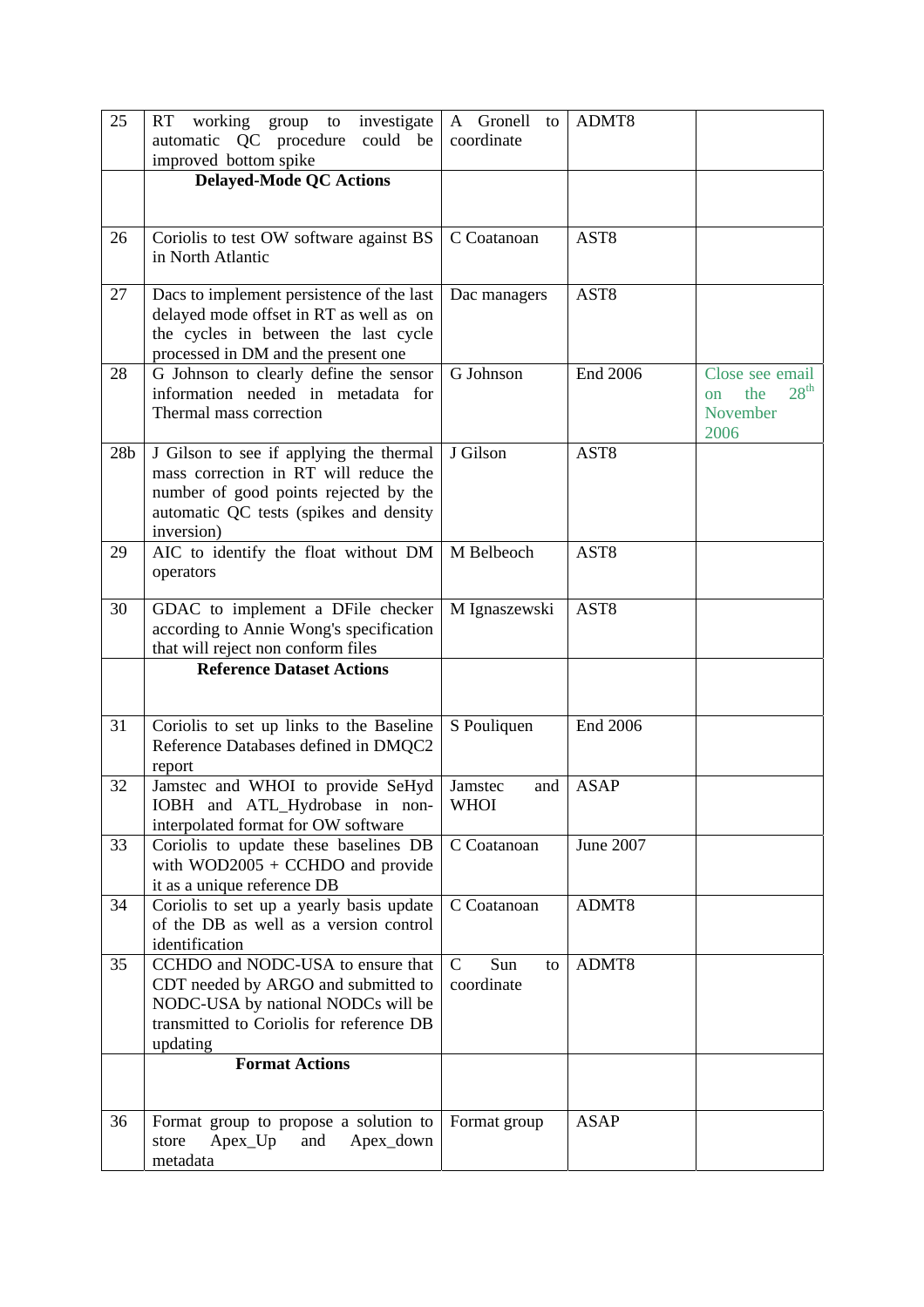| | | | | |
|---|---|---|---|---|
| 25 | RT working group to investigate automatic QC procedure could be improved bottom spike | A Gronell to coordinate | ADMT8 | |
| | **Delayed-Mode QC Actions** | | | |
| 26 | Coriolis to test OW software against BS in North Atlantic | C Coatanoan | AST8 | |
| 27 | Dacs to implement persistence of the last delayed mode offset in RT as well as on the cycles in between the last cycle processed in DM and the present one | Dac managers | AST8 | |
| 28 | G Johnson to clearly define the sensor information needed in metadata for Thermal mass correction | G Johnson | End 2006 | Close see email on the 28th November 2006 |
| 28b | J Gilson to see if applying the thermal mass correction in RT will reduce the number of good points rejected by the automatic QC tests (spikes and density inversion) | J Gilson | AST8 | |
| 29 | AIC to identify the float without DM operators | M Belbeoch | AST8 | |
| 30 | GDAC to implement a DFile checker according to Annie Wong's specification that will reject non conform files | M Ignaszewski | AST8 | |
| | **Reference Dataset Actions** | | | |
| 31 | Coriolis to set up links to the Baseline Reference Databases defined in DMQC2 report | S Pouliquen | End 2006 | |
| 32 | Jamstec and WHOI to provide SeHyd IOBH and ATL_Hydrobase in non-interpolated format for OW software | Jamstec and WHOI | ASAP | |
| 33 | Coriolis to update these baselines DB with WOD2005 + CCHDO and provide it as a unique reference DB | C Coatanoan | June 2007 | |
| 34 | Coriolis to set up a yearly basis update of the DB as well as a version control identification | C Coatanoan | ADMT8 | |
| 35 | CCHDO and NODC-USA to ensure that CDT needed by ARGO and submitted to NODC-USA by national NODCs will be transmitted to Coriolis for reference DB updating | C Sun to coordinate | ADMT8 | |
| | **Format Actions** | | | |
| 36 | Format group to propose a solution to store Apex_Up and Apex_down metadata | Format group | ASAP | |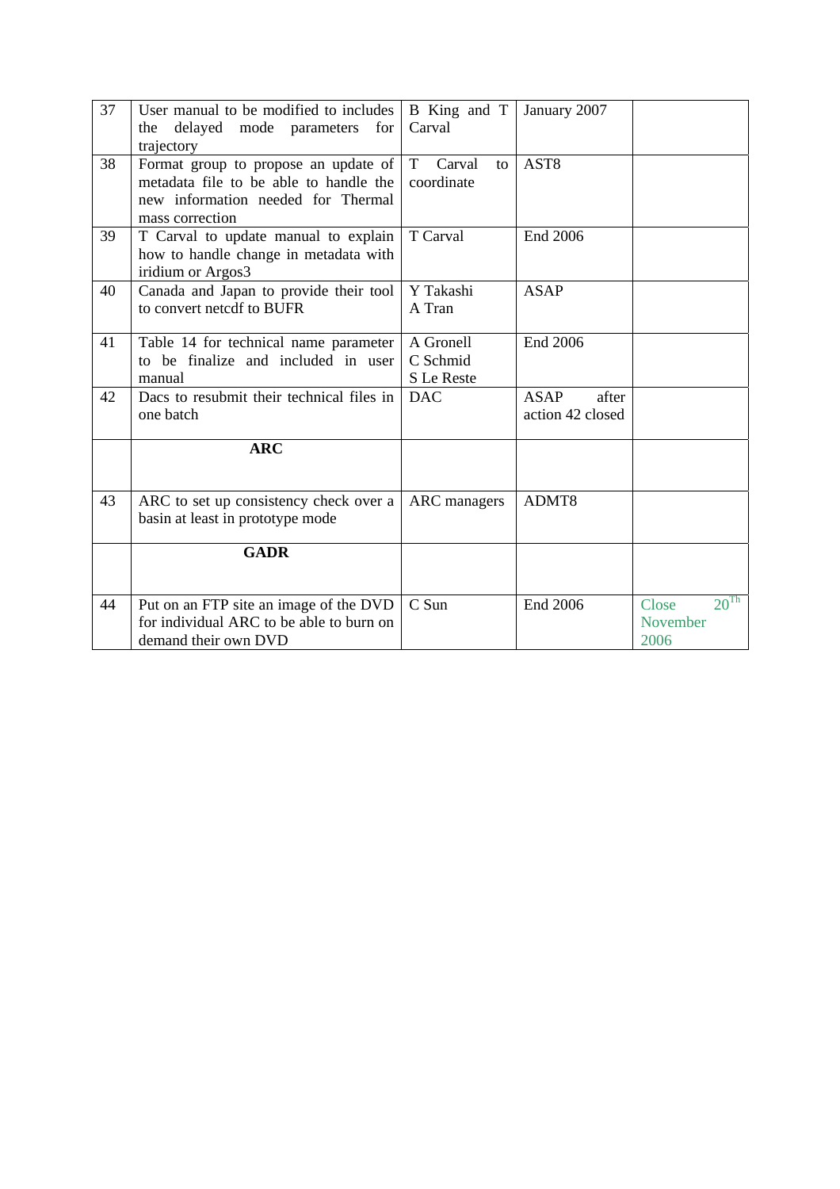| | | | | |
|---|---|---|---|---|
| 37 | User manual to be modified to includes the delayed mode parameters for trajectory | B King and T Carval | January 2007 | |
| 38 | Format group to propose an update of metadata file to be able to handle the new information needed for Thermal mass correction | T Carval to coordinate | AST8 | |
| 39 | T Carval to update manual to explain how to handle change in metadata with iridium or Argos3 | T Carval | End 2006 | |
| 40 | Canada and Japan to provide their tool to convert netcdf to BUFR | Y Takashi<br>A Tran | ASAP | |
| 41 | Table 14 for technical name parameter to be finalize and included in user manual | A Gronell<br>C Schmid<br>S Le Reste | End 2006 | |
| 42 | Dacs to resubmit their technical files in one batch | DAC | ASAP after action 42 closed | |
| | **ARC** | | | |
| 43 | ARC to set up consistency check over a basin at least in prototype mode | ARC managers | ADMT8 | |
| | **GADR** | | | |
| 44 | Put on an FTP site an image of the DVD for individual ARC to be able to burn on demand their own DVD | C Sun | End 2006 | Close 20Th November 2006 |